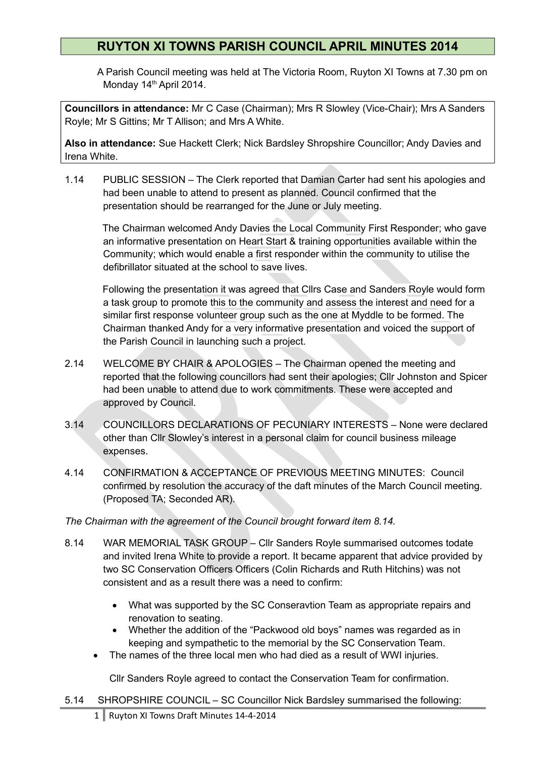# RUYTON XI TOWNS PARISH COUNCIL APRIL MINUTES 2014

A Parish Council meeting was held at The Victoria Room, Ruyton XI Towns at 7.30 pm on Monday 14th April 2014.

**Councillors in attendance:** Mr C Case (Chairman); Mrs R Slowley (Vice-Chair); Mrs A Sanders Royle; Mr S Gittins; Mr T Allison; and Mrs A White.

**Also in attendance:** Sue Hackett Clerk; Nick Bardsley Shropshire Councillor; Andy Davies and Irena White.

1.14 PUBLIC SESSION – The Clerk reported that Damian Carter had sent his apologies and had been unable to attend to present as planned. Council confirmed that the presentation should be rearranged for the June or July meeting.

The Chairman welcomed Andy Davies the Local Community First Responder; who gave an informative presentation on Heart Start & training opportunities available within the Community; which would enable a first responder within the community to utilise the defibrillator situated at the school to save lives.

Following the presentation it was agreed that Cllrs Case and Sanders Royle would form a task group to promote this to the community and assess the interest and need for a similar first response volunteer group such as the one at Myddle to be formed. The Chairman thanked Andy for a very informative presentation and voiced the support of the Parish Council in launching such a project.

2.14 WELCOME BY CHAIR & APOLOGIES – The Chairman opened the meeting and reported that the following councillors had sent their apologies; Cllr Johnston and Spicer had been unable to attend due to work commitments. These were accepted and approved by Council.

3.14 COUNCILLORS DECLARATIONS OF PECUNIARY INTERESTS – None were declared other than Cllr Slowley's interest in a personal claim for council business mileage expenses.

4.14 CONFIRMATION & ACCEPTANCE OF PREVIOUS MEETING MINUTES: Council confirmed by resolution the accuracy of the daft minutes of the March Council meeting. (Proposed TA; Seconded AR).

*The Chairman with the agreement of the Council brought forward item 8.14.*

8.14 WAR MEMORIAL TASK GROUP – Cllr Sanders Royle summarised outcomes todate and invited Irena White to provide a report. It became apparent that advice provided by two SC Conservation Officers Officers (Colin Richards and Ruth Hitchins) was not consistent and as a result there was a need to confirm:

- What was supported by the SC Conseravtion Team as appropriate repairs and renovation to seating.
- Whether the addition of the "Packwood old boys" names was regarded as in keeping and sympathetic to the memorial by the SC Conservation Team.
- The names of the three local men who had died as a result of WWI injuries.

Cllr Sanders Royle agreed to contact the Conservation Team for confirmation.

5.14 SHROPSHIRE COUNCIL – SC Councillor Nick Bardsley summarised the following: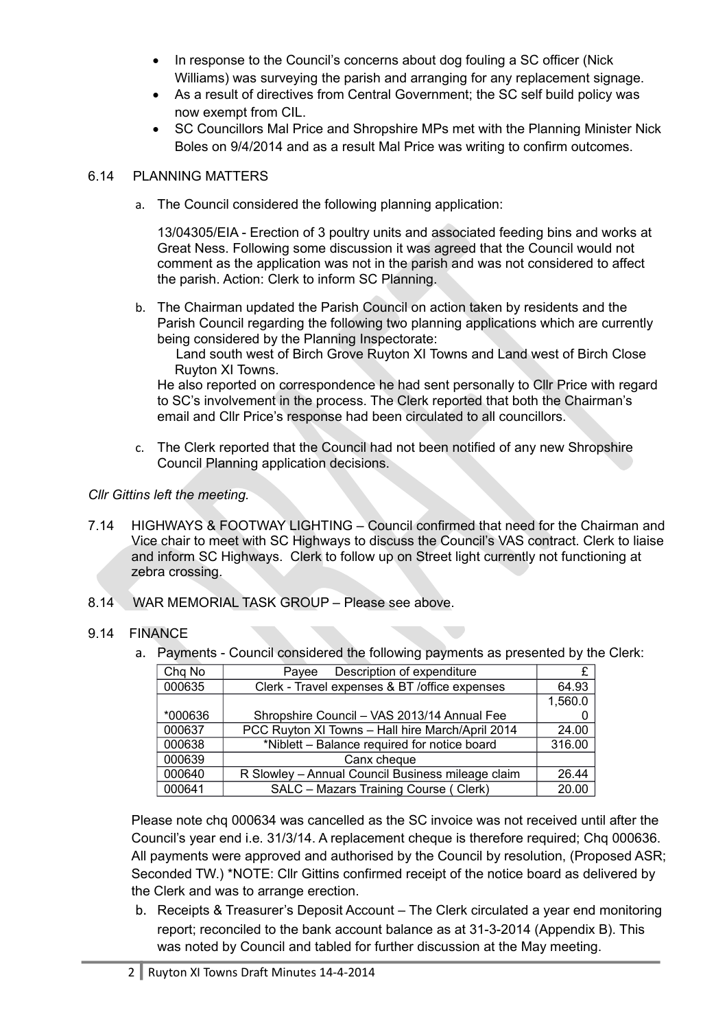- In response to the Council's concerns about dog fouling a SC officer (Nick Williams) was surveying the parish and arranging for any replacement signage.
- As a result of directives from Central Government; the SC self build policy was now exempt from CIL.
- SC Councillors Mal Price and Shropshire MPs met with the Planning Minister Nick Boles on 9/4/2014 and as a result Mal Price was writing to confirm outcomes.

6.14 PLANNING MATTERS

a. The Council considered the following planning application:

   13/04305/EIA - Erection of 3 poultry units and associated feeding bins and works at Great Ness. Following some discussion it was agreed that the Council would not comment as the application was not in the parish and was not considered to affect the parish. Action: Clerk to inform SC Planning.

b. The Chairman updated the Parish Council on action taken by residents and the Parish Council regarding the following two planning applications which are currently being considered by the Planning Inspectorate:
   Land south west of Birch Grove Ruyton XI Towns and Land west of Birch Close Ruyton XI Towns.
   He also reported on correspondence he had sent personally to Cllr Price with regard to SC's involvement in the process. The Clerk reported that both the Chairman's email and Cllr Price's response had been circulated to all councillors.

c. The Clerk reported that the Council had not been notified of any new Shropshire Council Planning application decisions.

*Cllr Gittins left the meeting.*

7.14 HIGHWAYS & FOOTWAY LIGHTING – Council confirmed that need for the Chairman and Vice chair to meet with SC Highways to discuss the Council's VAS contract. Clerk to liaise and inform SC Highways. Clerk to follow up on Street light currently not functioning at zebra crossing.

8.14 WAR MEMORIAL TASK GROUP – Please see above.

9.14 FINANCE

a. Payments - Council considered the following payments as presented by the Clerk:

| Chq No | Payee Description of expenditure | £ |
|---|---|---|
| 000635 | Clerk - Travel expenses & BT /office expenses | 64.93 |
| *000636 | Shropshire Council – VAS 2013/14 Annual Fee | 1,560.00 |
| 000637 | PCC Ruyton XI Towns – Hall hire March/April 2014 | 24.00 |
| 000638 | *Niblett – Balance required for notice board | 316.00 |
| 000639 | Canx cheque | |
| 000640 | R Slowley – Annual Council Business mileage claim | 26.44 |
| 000641 | SALC – Mazars Training Course ( Clerk) | 20.00 |

Please note chq 000634 was cancelled as the SC invoice was not received until after the Council's year end i.e. 31/3/14. A replacement cheque is therefore required; Chq 000636. All payments were approved and authorised by the Council by resolution, (Proposed ASR; Seconded TW.) *NOTE: Cllr Gittins confirmed receipt of the notice board as delivered by the Clerk and was to arrange erection.

b. Receipts & Treasurer's Deposit Account – The Clerk circulated a year end monitoring report; reconciled to the bank account balance as at 31-3-2014 (Appendix B). This was noted by Council and tabled for further discussion at the May meeting.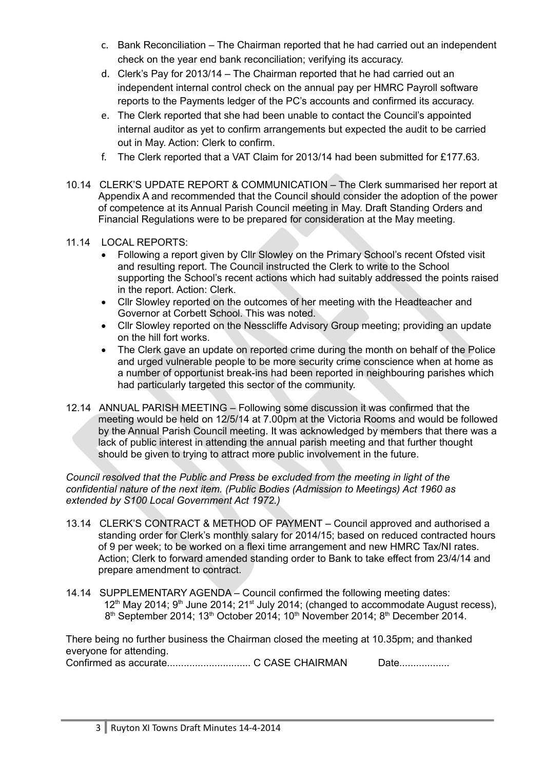c. Bank Reconciliation – The Chairman reported that he had carried out an independent check on the year end bank reconciliation; verifying its accuracy.
d. Clerk's Pay for 2013/14 – The Chairman reported that he had carried out an independent internal control check on the annual pay per HMRC Payroll software reports to the Payments ledger of the PC's accounts and confirmed its accuracy.
e. The Clerk reported that she had been unable to contact the Council's appointed internal auditor as yet to confirm arrangements but expected the audit to be carried out in May. Action: Clerk to confirm.
f. The Clerk reported that a VAT Claim for 2013/14 had been submitted for £177.63.

10.14 CLERK'S UPDATE REPORT & COMMUNICATION – The Clerk summarised her report at Appendix A and recommended that the Council should consider the adoption of the power of competence at its Annual Parish Council meeting in May. Draft Standing Orders and Financial Regulations were to be prepared for consideration at the May meeting.

11.14 LOCAL REPORTS:

- Following a report given by Cllr Slowley on the Primary School's recent Ofsted visit and resulting report. The Council instructed the Clerk to write to the School supporting the School's recent actions which had suitably addressed the points raised in the report. Action: Clerk.
- Cllr Slowley reported on the outcomes of her meeting with the Headteacher and Governor at Corbett School. This was noted.
- Cllr Slowley reported on the Nesscliffe Advisory Group meeting; providing an update on the hill fort works.
- The Clerk gave an update on reported crime during the month on behalf of the Police and urged vulnerable people to be more security crime conscience when at home as a number of opportunist break-ins had been reported in neighbouring parishes which had particularly targeted this sector of the community.

12.14 ANNUAL PARISH MEETING – Following some discussion it was confirmed that the meeting would be held on 12/5/14 at 7.00pm at the Victoria Rooms and would be followed by the Annual Parish Council meeting. It was acknowledged by members that there was a lack of public interest in attending the annual parish meeting and that further thought should be given to trying to attract more public involvement in the future.

*Council resolved that the Public and Press be excluded from the meeting in light of the confidential nature of the next item. (Public Bodies (Admission to Meetings) Act 1960 as extended by S100 Local Government Act 1972.)*

13.14 CLERK'S CONTRACT & METHOD OF PAYMENT – Council approved and authorised a standing order for Clerk's monthly salary for 2014/15; based on reduced contracted hours of 9 per week; to be worked on a flexi time arrangement and new HMRC Tax/NI rates. Action; Clerk to forward amended standing order to Bank to take effect from 23/4/14 and prepare amendment to contract.

14.14 SUPPLEMENTARY AGENDA – Council confirmed the following meeting dates: 12th May 2014; 9th June 2014; 21st July 2014; (changed to accommodate August recess), 8th September 2014; 13th October 2014; 10th November 2014; 8th December 2014.

There being no further business the Chairman closed the meeting at 10.35pm; and thanked everyone for attending.

Confirmed as accurate............................. C CASE CHAIRMAN Date..................